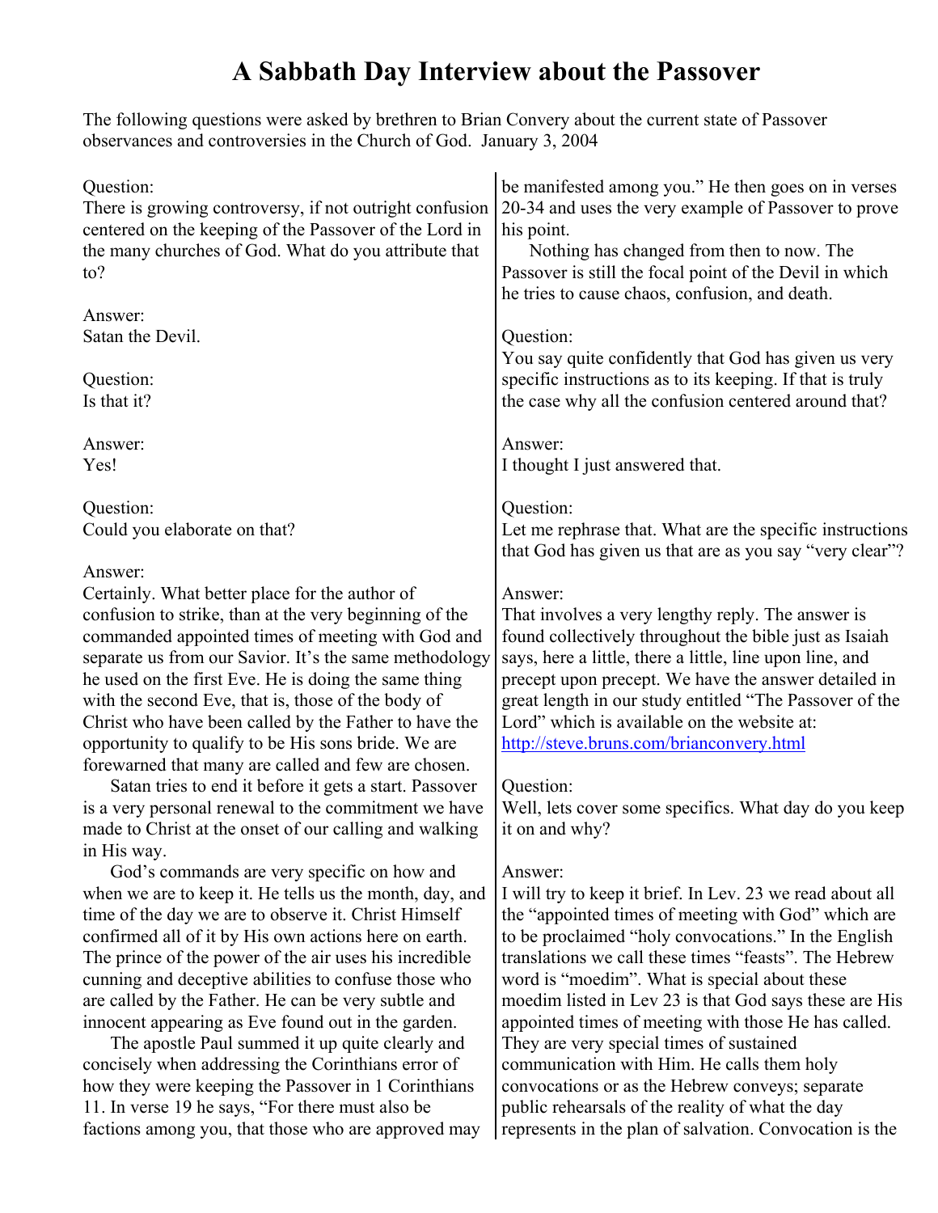# A Sabbath Day Interview about the Passover

The following questions were asked by brethren to Brian Convery about the current state of Passover observances and controversies in the Church of God. January 3, 2004

Question:
There is growing controversy, if not outright confusion centered on the keeping of the Passover of the Lord in the many churches of God. What do you attribute that to?

Answer:
Satan the Devil.

Question:
Is that it?

Answer:
Yes!

Question:
Could you elaborate on that?

Answer:
Certainly. What better place for the author of confusion to strike, than at the very beginning of the commanded appointed times of meeting with God and separate us from our Savior. It's the same methodology he used on the first Eve. He is doing the same thing with the second Eve, that is, those of the body of Christ who have been called by the Father to have the opportunity to qualify to be His sons bride. We are forewarned that many are called and few are chosen.

Satan tries to end it before it gets a start. Passover is a very personal renewal to the commitment we have made to Christ at the onset of our calling and walking in His way.

God's commands are very specific on how and when we are to keep it. He tells us the month, day, and time of the day we are to observe it. Christ Himself confirmed all of it by His own actions here on earth. The prince of the power of the air uses his incredible cunning and deceptive abilities to confuse those who are called by the Father. He can be very subtle and innocent appearing as Eve found out in the garden.

The apostle Paul summed it up quite clearly and concisely when addressing the Corinthians error of how they were keeping the Passover in 1 Corinthians 11. In verse 19 he says, "For there must also be factions among you, that those who are approved may be manifested among you." He then goes on in verses 20-34 and uses the very example of Passover to prove his point.

Nothing has changed from then to now. The Passover is still the focal point of the Devil in which he tries to cause chaos, confusion, and death.

Question:
You say quite confidently that God has given us very specific instructions as to its keeping. If that is truly the case why all the confusion centered around that?

Answer:
I thought I just answered that.

Question:
Let me rephrase that. What are the specific instructions that God has given us that are as you say "very clear"?

Answer:
That involves a very lengthy reply. The answer is found collectively throughout the bible just as Isaiah says, here a little, there a little, line upon line, and precept upon precept. We have the answer detailed in great length in our study entitled "The Passover of the Lord" which is available on the website at: [http://steve.bruns.com/brianconvery.html](http://steve.bruns.com/brianconvery.html)

Question:
Well, lets cover some specifics. What day do you keep it on and why?

Answer:
I will try to keep it brief. In Lev. 23 we read about all the "appointed times of meeting with God" which are to be proclaimed "holy convocations." In the English translations we call these times "feasts". The Hebrew word is "moedim". What is special about these moedim listed in Lev 23 is that God says these are His appointed times of meeting with those He has called. They are very special times of sustained communication with Him. He calls them holy convocations or as the Hebrew conveys; separate public rehearsals of the reality of what the day represents in the plan of salvation. Convocation is the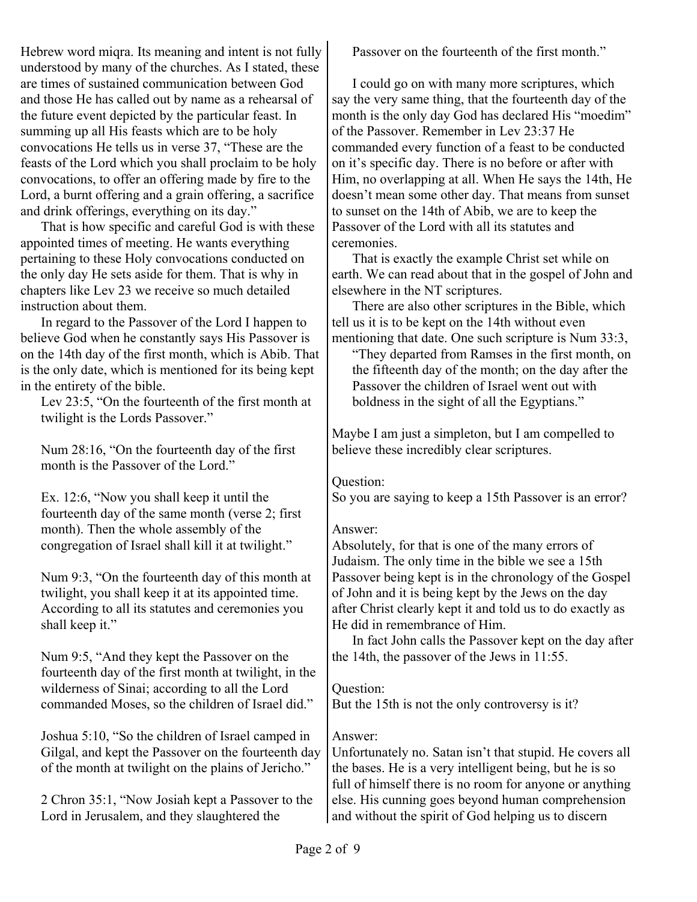Hebrew word miqra. Its meaning and intent is not fully understood by many of the churches. As I stated, these are times of sustained communication between God and those He has called out by name as a rehearsal of the future event depicted by the particular feast. In summing up all His feasts which are to be holy convocations He tells us in verse 37, "These are the feasts of the Lord which you shall proclaim to be holy convocations, to offer an offering made by fire to the Lord, a burnt offering and a grain offering, a sacrifice and drink offerings, everything on its day."

That is how specific and careful God is with these appointed times of meeting. He wants everything pertaining to these Holy convocations conducted on the only day He sets aside for them. That is why in chapters like Lev 23 we receive so much detailed instruction about them.

In regard to the Passover of the Lord I happen to believe God when he constantly says His Passover is on the 14th day of the first month, which is Abib. That is the only date, which is mentioned for its being kept in the entirety of the bible.

> Lev 23:5, "On the fourteenth of the first month at twilight is the Lords Passover."
>
> Num 28:16, "On the fourteenth day of the first month is the Passover of the Lord."
>
> Ex. 12:6, "Now you shall keep it until the fourteenth day of the same month (verse 2; first month). Then the whole assembly of the congregation of Israel shall kill it at twilight."
>
> Num 9:3, "On the fourteenth day of this month at twilight, you shall keep it at its appointed time. According to all its statutes and ceremonies you shall keep it."
>
> Num 9:5, "And they kept the Passover on the fourteenth day of the first month at twilight, in the wilderness of Sinai; according to all the Lord commanded Moses, so the children of Israel did."
>
> Joshua 5:10, "So the children of Israel camped in Gilgal, and kept the Passover on the fourteenth day of the month at twilight on the plains of Jericho."
>
> 2 Chron 35:1, "Now Josiah kept a Passover to the Lord in Jerusalem, and they slaughtered the Passover on the fourteenth of the first month."

I could go on with many more scriptures, which say the very same thing, that the fourteenth day of the month is the only day God has declared His "moedim" of the Passover. Remember in Lev 23:37 He commanded every function of a feast to be conducted on it's specific day. There is no before or after with Him, no overlapping at all. When He says the 14th, He doesn't mean some other day. That means from sunset to sunset on the 14th of Abib, we are to keep the Passover of the Lord with all its statutes and ceremonies.

That is exactly the example Christ set while on earth. We can read about that in the gospel of John and elsewhere in the NT scriptures.

There are also other scriptures in the Bible, which tell us it is to be kept on the 14th without even mentioning that date. One such scripture is Num 33:3,

> "They departed from Ramses in the first month, on the fifteenth day of the month; on the day after the Passover the children of Israel went out with boldness in the sight of all the Egyptians."

Maybe I am just a simpleton, but I am compelled to believe these incredibly clear scriptures.

Question:
So you are saying to keep a 15th Passover is an error?

Answer:
Absolutely, for that is one of the many errors of Judaism. The only time in the bible we see a 15th Passover being kept is in the chronology of the Gospel of John and it is being kept by the Jews on the day after Christ clearly kept it and told us to do exactly as He did in remembrance of Him.

In fact John calls the Passover kept on the day after the 14th, the passover of the Jews in 11:55.

Question:
But the 15th is not the only controversy is it?

Answer:
Unfortunately no. Satan isn't that stupid. He covers all the bases. He is a very intelligent being, but he is so full of himself there is no room for anyone or anything else. His cunning goes beyond human comprehension and without the spirit of God helping us to discern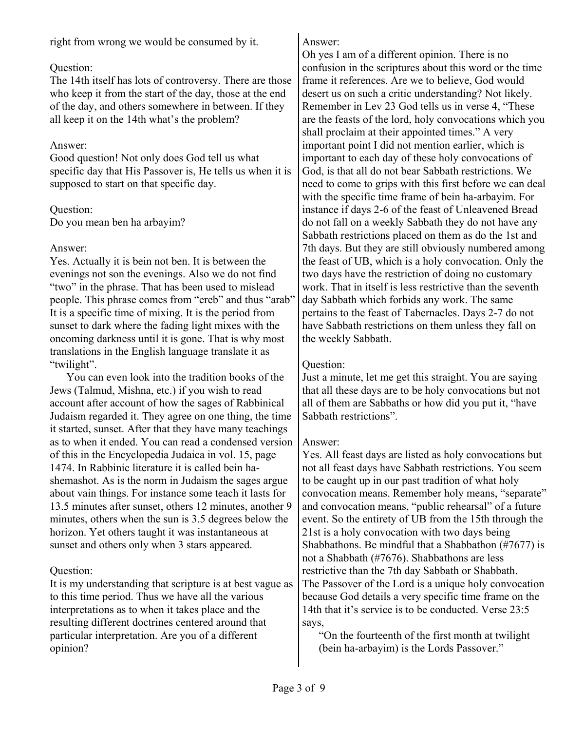right from wrong we would be consumed by it.

Question:
The 14th itself has lots of controversy. There are those who keep it from the start of the day, those at the end of the day, and others somewhere in between. If they all keep it on the 14th what's the problem?

Answer:
Good question! Not only does God tell us what specific day that His Passover is, He tells us when it is supposed to start on that specific day.

Question:
Do you mean ben ha arbayim?

Answer:
Yes. Actually it is bein not ben. It is between the evenings not son the evenings. Also we do not find "two" in the phrase. That has been used to mislead people. This phrase comes from "ereb" and thus "arab" It is a specific time of mixing. It is the period from sunset to dark where the fading light mixes with the oncoming darkness until it is gone. That is why most translations in the English language translate it as "twilight".

You can even look into the tradition books of the Jews (Talmud, Mishna, etc.) if you wish to read account after account of how the sages of Rabbinical Judaism regarded it. They agree on one thing, the time it started, sunset. After that they have many teachings as to when it ended. You can read a condensed version of this in the Encyclopedia Judaica in vol. 15, page 1474. In Rabbinic literature it is called bein ha-shemashot. As is the norm in Judaism the sages argue about vain things. For instance some teach it lasts for 13.5 minutes after sunset, others 12 minutes, another 9 minutes, others when the sun is 3.5 degrees below the horizon. Yet others taught it was instantaneous at sunset and others only when 3 stars appeared.

Question:
It is my understanding that scripture is at best vague as to this time period. Thus we have all the various interpretations as to when it takes place and the resulting different doctrines centered around that particular interpretation. Are you of a different opinion?

Answer:
Oh yes I am of a different opinion. There is no confusion in the scriptures about this word or the time frame it references. Are we to believe, God would desert us on such a critic understanding? Not likely. Remember in Lev 23 God tells us in verse 4, "These are the feasts of the lord, holy convocations which you shall proclaim at their appointed times." A very important point I did not mention earlier, which is important to each day of these holy convocations of God, is that all do not bear Sabbath restrictions. We need to come to grips with this first before we can deal with the specific time frame of bein ha-arbayim. For instance if days 2-6 of the feast of Unleavened Bread do not fall on a weekly Sabbath they do not have any Sabbath restrictions placed on them as do the 1st and 7th days. But they are still obviously numbered among the feast of UB, which is a holy convocation. Only the two days have the restriction of doing no customary work. That in itself is less restrictive than the seventh day Sabbath which forbids any work. The same pertains to the feast of Tabernacles. Days 2-7 do not have Sabbath restrictions on them unless they fall on the weekly Sabbath.

Question:
Just a minute, let me get this straight. You are saying that all these days are to be holy convocations but not all of them are Sabbaths or how did you put it, "have Sabbath restrictions".

Answer:
Yes. All feast days are listed as holy convocations but not all feast days have Sabbath restrictions. You seem to be caught up in our past tradition of what holy convocation means. Remember holy means, "separate" and convocation means, "public rehearsal" of a future event. So the entirety of UB from the 15th through the 21st is a holy convocation with two days being Shabbathons. Be mindful that a Shabbathon (#7677) is not a Shabbath (#7676). Shabbathons are less restrictive than the 7th day Sabbath or Shabbath.
The Passover of the Lord is a unique holy convocation because God details a very specific time frame on the 14th that it's service is to be conducted. Verse 23:5 says,

> "On the fourteenth of the first month at twilight (bein ha-arbayim) is the Lords Passover."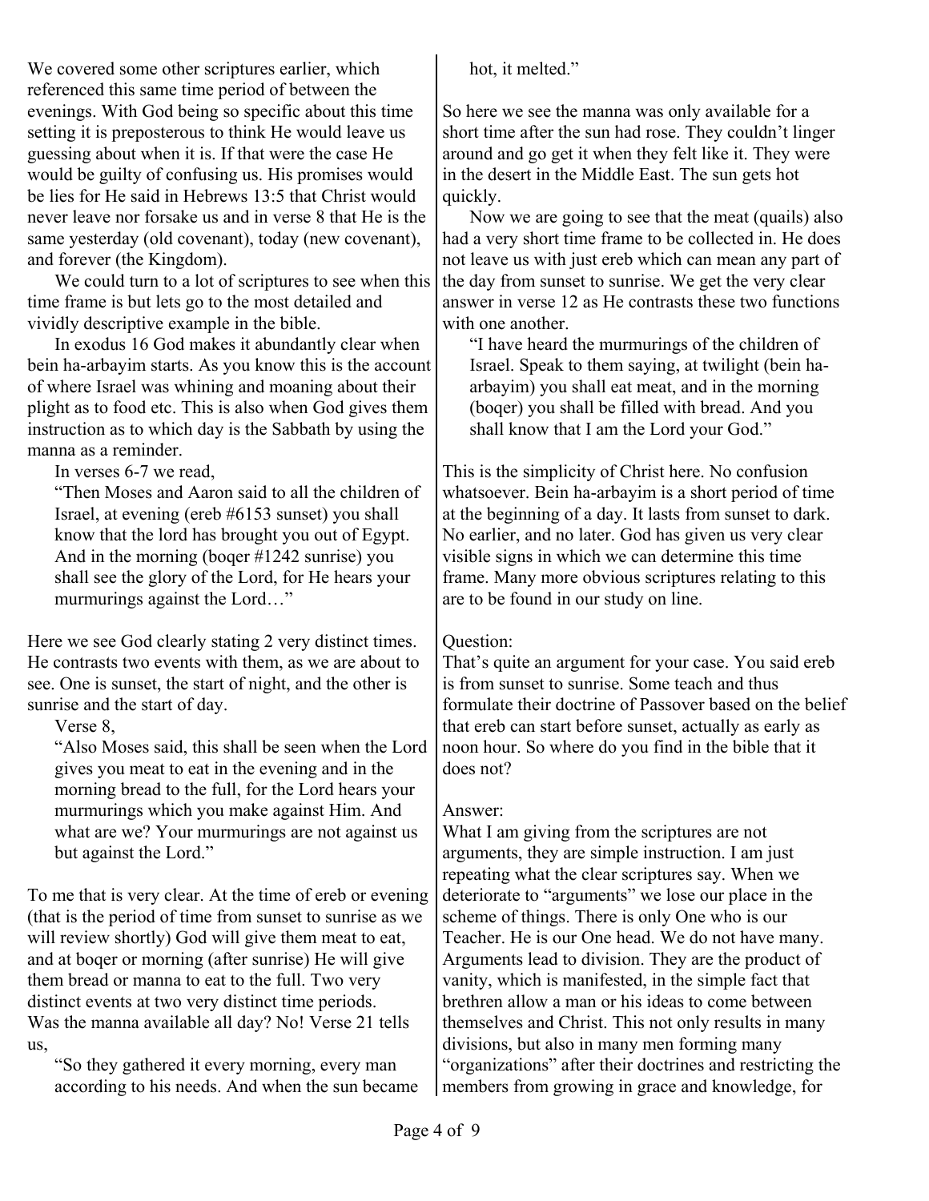We covered some other scriptures earlier, which referenced this same time period of between the evenings. With God being so specific about this time setting it is preposterous to think He would leave us guessing about when it is. If that were the case He would be guilty of confusing us. His promises would be lies for He said in Hebrews 13:5 that Christ would never leave nor forsake us and in verse 8 that He is the same yesterday (old covenant), today (new covenant), and forever (the Kingdom).

We could turn to a lot of scriptures to see when this time frame is but lets go to the most detailed and vividly descriptive example in the bible.

In exodus 16 God makes it abundantly clear when bein ha-arbayim starts. As you know this is the account of where Israel was whining and moaning about their plight as to food etc. This is also when God gives them instruction as to which day is the Sabbath by using the manna as a reminder.

In verses 6-7 we read,

> "Then Moses and Aaron said to all the children of Israel, at evening (ereb #6153 sunset) you shall know that the lord has brought you out of Egypt. And in the morning (boqer #1242 sunrise) you shall see the glory of the Lord, for He hears your murmurings against the Lord…"

Here we see God clearly stating 2 very distinct times. He contrasts two events with them, as we are about to see. One is sunset, the start of night, and the other is sunrise and the start of day.

Verse 8,

> "Also Moses said, this shall be seen when the Lord gives you meat to eat in the evening and in the morning bread to the full, for the Lord hears your murmurings which you make against Him. And what are we? Your murmurings are not against us but against the Lord."

To me that is very clear. At the time of ereb or evening (that is the period of time from sunset to sunrise as we will review shortly) God will give them meat to eat, and at boqer or morning (after sunrise) He will give them bread or manna to eat to the full. Two very distinct events at two very distinct time periods. Was the manna available all day? No! Verse 21 tells us,

> "So they gathered it every morning, every man according to his needs. And when the sun became hot, it melted."

So here we see the manna was only available for a short time after the sun had rose. They couldn't linger around and go get it when they felt like it. They were in the desert in the Middle East. The sun gets hot quickly.

Now we are going to see that the meat (quails) also had a very short time frame to be collected in. He does not leave us with just ereb which can mean any part of the day from sunset to sunrise. We get the very clear answer in verse 12 as He contrasts these two functions with one another.

> "I have heard the murmurings of the children of Israel. Speak to them saying, at twilight (bein ha-arbayim) you shall eat meat, and in the morning (boqer) you shall be filled with bread. And you shall know that I am the Lord your God."

This is the simplicity of Christ here. No confusion whatsoever. Bein ha-arbayim is a short period of time at the beginning of a day. It lasts from sunset to dark. No earlier, and no later. God has given us very clear visible signs in which we can determine this time frame. Many more obvious scriptures relating to this are to be found in our study on line.

Question:
That's quite an argument for your case. You said ereb is from sunset to sunrise. Some teach and thus formulate their doctrine of Passover based on the belief that ereb can start before sunset, actually as early as noon hour. So where do you find in the bible that it does not?

Answer:
What I am giving from the scriptures are not arguments, they are simple instruction. I am just repeating what the clear scriptures say. When we deteriorate to "arguments" we lose our place in the scheme of things. There is only One who is our Teacher. He is our One head. We do not have many. Arguments lead to division. They are the product of vanity, which is manifested, in the simple fact that brethren allow a man or his ideas to come between themselves and Christ. This not only results in many divisions, but also in many men forming many "organizations" after their doctrines and restricting the members from growing in grace and knowledge, for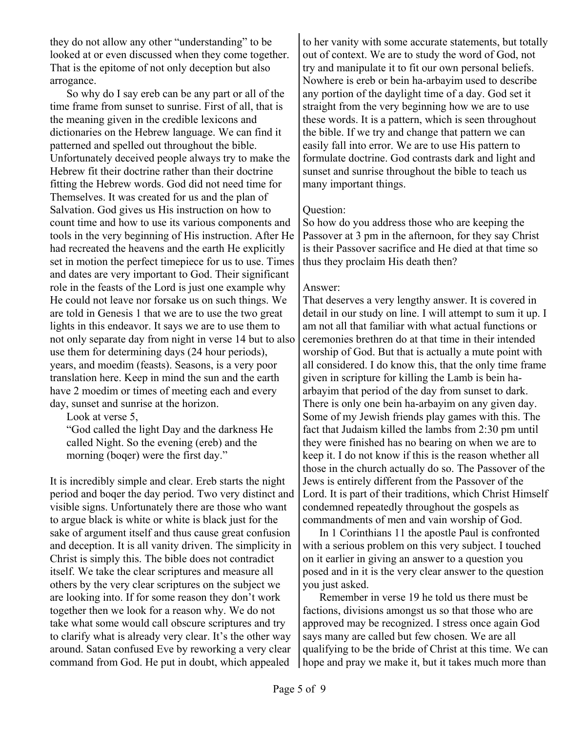they do not allow any other "understanding" to be looked at or even discussed when they come together. That is the epitome of not only deception but also arrogance.

So why do I say ereb can be any part or all of the time frame from sunset to sunrise. First of all, that is the meaning given in the credible lexicons and dictionaries on the Hebrew language. We can find it patterned and spelled out throughout the bible. Unfortunately deceived people always try to make the Hebrew fit their doctrine rather than their doctrine fitting the Hebrew words. God did not need time for Themselves. It was created for us and the plan of Salvation. God gives us His instruction on how to count time and how to use its various components and tools in the very beginning of His instruction. After He had recreated the heavens and the earth He explicitly set in motion the perfect timepiece for us to use. Times and dates are very important to God. Their significant role in the feasts of the Lord is just one example why He could not leave nor forsake us on such things. We are told in Genesis 1 that we are to use the two great lights in this endeavor. It says we are to use them to not only separate day from night in verse 14 but to also use them for determining days (24 hour periods), years, and moedim (feasts). Seasons, is a very poor translation here. Keep in mind the sun and the earth have 2 moedim or times of meeting each and every day, sunset and sunrise at the horizon.

Look at verse 5,

> "God called the light Day and the darkness He called Night. So the evening (ereb) and the morning (boqer) were the first day."

It is incredibly simple and clear. Ereb starts the night period and boqer the day period. Two very distinct and visible signs. Unfortunately there are those who want to argue black is white or white is black just for the sake of argument itself and thus cause great confusion and deception. It is all vanity driven. The simplicity in Christ is simply this. The bible does not contradict itself. We take the clear scriptures and measure all others by the very clear scriptures on the subject we are looking into. If for some reason they don't work together then we look for a reason why. We do not take what some would call obscure scriptures and try to clarify what is already very clear. It's the other way around. Satan confused Eve by reworking a very clear command from God. He put in doubt, which appealed to her vanity with some accurate statements, but totally out of context. We are to study the word of God, not try and manipulate it to fit our own personal beliefs. Nowhere is ereb or bein ha-arbayim used to describe any portion of the daylight time of a day. God set it straight from the very beginning how we are to use these words. It is a pattern, which is seen throughout the bible. If we try and change that pattern we can easily fall into error. We are to use His pattern to formulate doctrine. God contrasts dark and light and sunset and sunrise throughout the bible to teach us many important things.

Question:
So how do you address those who are keeping the Passover at 3 pm in the afternoon, for they say Christ is their Passover sacrifice and He died at that time so thus they proclaim His death then?

Answer:
That deserves a very lengthy answer. It is covered in detail in our study on line. I will attempt to sum it up. I am not all that familiar with what actual functions or ceremonies brethren do at that time in their intended worship of God. But that is actually a mute point with all considered. I do know this, that the only time frame given in scripture for killing the Lamb is bein ha-arbayim that period of the day from sunset to dark. There is only one bein ha-arbayim on any given day. Some of my Jewish friends play games with this. The fact that Judaism killed the lambs from 2:30 pm until they were finished has no bearing on when we are to keep it. I do not know if this is the reason whether all those in the church actually do so. The Passover of the Jews is entirely different from the Passover of the Lord. It is part of their traditions, which Christ Himself condemned repeatedly throughout the gospels as commandments of men and vain worship of God.

In 1 Corinthians 11 the apostle Paul is confronted with a serious problem on this very subject. I touched on it earlier in giving an answer to a question you posed and in it is the very clear answer to the question you just asked.

Remember in verse 19 he told us there must be factions, divisions amongst us so that those who are approved may be recognized. I stress once again God says many are called but few chosen. We are all qualifying to be the bride of Christ at this time. We can hope and pray we make it, but it takes much more than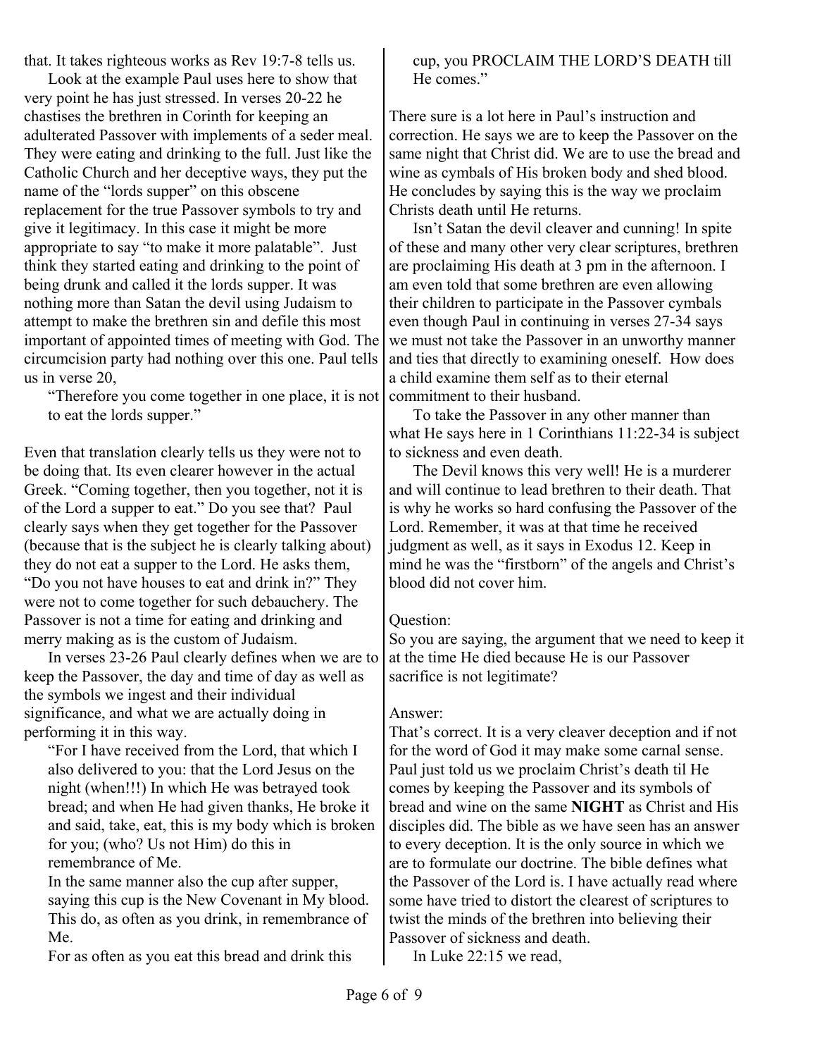that. It takes righteous works as Rev 19:7-8 tells us.

Look at the example Paul uses here to show that very point he has just stressed. In verses 20-22 he chastises the brethren in Corinth for keeping an adulterated Passover with implements of a seder meal. They were eating and drinking to the full. Just like the Catholic Church and her deceptive ways, they put the name of the "lords supper" on this obscene replacement for the true Passover symbols to try and give it legitimacy. In this case it might be more appropriate to say "to make it more palatable". Just think they started eating and drinking to the point of being drunk and called it the lords supper. It was nothing more than Satan the devil using Judaism to attempt to make the brethren sin and defile this most important of appointed times of meeting with God. The circumcision party had nothing over this one. Paul tells us in verse 20,

> "Therefore you come together in one place, it is not to eat the lords supper."

Even that translation clearly tells us they were not to be doing that. Its even clearer however in the actual Greek. "Coming together, then you together, not it is of the Lord a supper to eat." Do you see that? Paul clearly says when they get together for the Passover (because that is the subject he is clearly talking about) they do not eat a supper to the Lord. He asks them, "Do you not have houses to eat and drink in?" They were not to come together for such debauchery. The Passover is not a time for eating and drinking and merry making as is the custom of Judaism.

In verses 23-26 Paul clearly defines when we are to keep the Passover, the day and time of day as well as the symbols we ingest and their individual significance, and what we are actually doing in performing it in this way.

> "For I have received from the Lord, that which I also delivered to you: that the Lord Jesus on the night (when!!!) In which He was betrayed took bread; and when He had given thanks, He broke it and said, take, eat, this is my body which is broken for you; (who? Us not Him) do this in remembrance of Me.
>
> In the same manner also the cup after supper, saying this cup is the New Covenant in My blood. This do, as often as you drink, in remembrance of Me.
>
> For as often as you eat this bread and drink this cup, you PROCLAIM THE LORD'S DEATH till He comes."

There sure is a lot here in Paul's instruction and correction. He says we are to keep the Passover on the same night that Christ did. We are to use the bread and wine as cymbals of His broken body and shed blood. He concludes by saying this is the way we proclaim Christs death until He returns.

Isn't Satan the devil cleaver and cunning! In spite of these and many other very clear scriptures, brethren are proclaiming His death at 3 pm in the afternoon. I am even told that some brethren are even allowing their children to participate in the Passover cymbals even though Paul in continuing in verses 27-34 says we must not take the Passover in an unworthy manner and ties that directly to examining oneself. How does a child examine them self as to their eternal commitment to their husband.

To take the Passover in any other manner than what He says here in 1 Corinthians 11:22-34 is subject to sickness and even death.

The Devil knows this very well! He is a murderer and will continue to lead brethren to their death. That is why he works so hard confusing the Passover of the Lord. Remember, it was at that time he received judgment as well, as it says in Exodus 12. Keep in mind he was the "firstborn" of the angels and Christ's blood did not cover him.

Question:
So you are saying, the argument that we need to keep it at the time He died because He is our Passover sacrifice is not legitimate?

Answer:
That's correct. It is a very cleaver deception and if not for the word of God it may make some carnal sense. Paul just told us we proclaim Christ's death til He comes by keeping the Passover and its symbols of bread and wine on the same **NIGHT** as Christ and His disciples did. The bible as we have seen has an answer to every deception. It is the only source in which we are to formulate our doctrine. The bible defines what the Passover of the Lord is. I have actually read where some have tried to distort the clearest of scriptures to twist the minds of the brethren into believing their Passover of sickness and death.

In Luke 22:15 we read,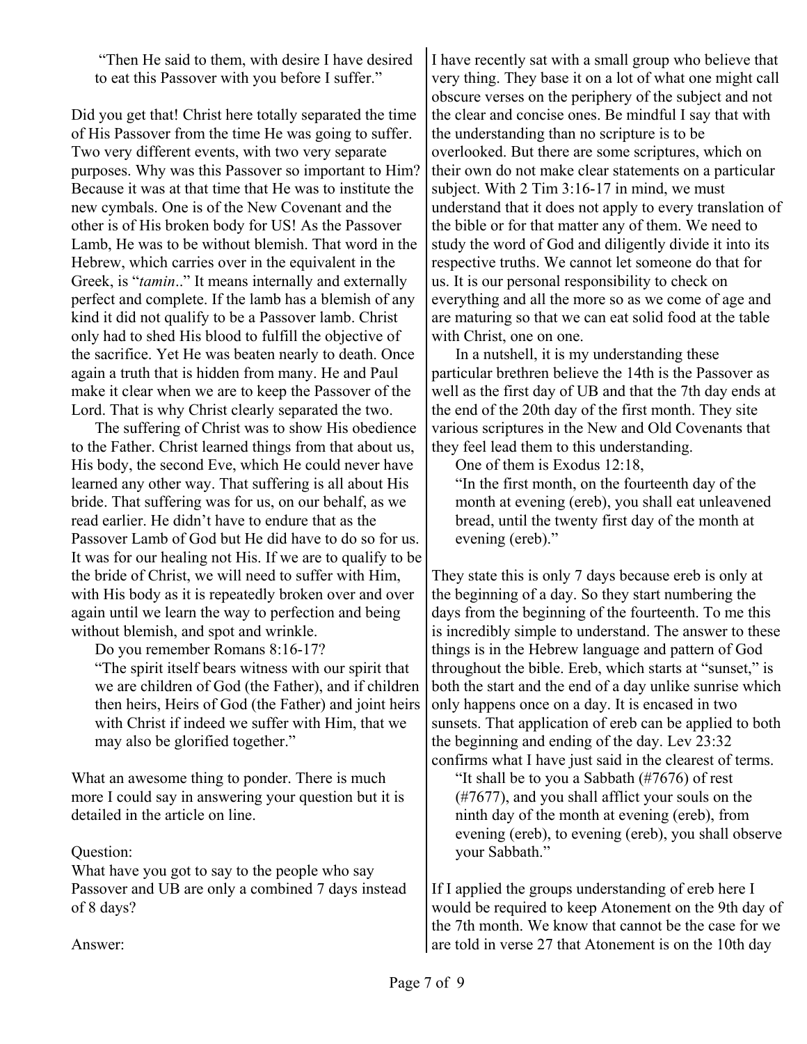"Then He said to them, with desire I have desired to eat this Passover with you before I suffer."

Did you get that! Christ here totally separated the time of His Passover from the time He was going to suffer. Two very different events, with two very separate purposes. Why was this Passover so important to Him? Because it was at that time that He was to institute the new cymbals. One is of the New Covenant and the other is of His broken body for US! As the Passover Lamb, He was to be without blemish. That word in the Hebrew, which carries over in the equivalent in the Greek, is "*tamin*.." It means internally and externally perfect and complete. If the lamb has a blemish of any kind it did not qualify to be a Passover lamb. Christ only had to shed His blood to fulfill the objective of the sacrifice. Yet He was beaten nearly to death. Once again a truth that is hidden from many. He and Paul make it clear when we are to keep the Passover of the Lord. That is why Christ clearly separated the two.

The suffering of Christ was to show His obedience to the Father. Christ learned things from that about us, His body, the second Eve, which He could never have learned any other way. That suffering is all about His bride. That suffering was for us, on our behalf, as we read earlier. He didn't have to endure that as the Passover Lamb of God but He did have to do so for us. It was for our healing not His. If we are to qualify to be the bride of Christ, we will need to suffer with Him, with His body as it is repeatedly broken over and over again until we learn the way to perfection and being without blemish, and spot and wrinkle.

Do you remember Romans 8:16-17?

"The spirit itself bears witness with our spirit that we are children of God (the Father), and if children then heirs, Heirs of God (the Father) and joint heirs with Christ if indeed we suffer with Him, that we may also be glorified together."

What an awesome thing to ponder. There is much more I could say in answering your question but it is detailed in the article on line.

Question:
What have you got to say to the people who say Passover and UB are only a combined 7 days instead of 8 days?

Answer:
I have recently sat with a small group who believe that very thing. They base it on a lot of what one might call obscure verses on the periphery of the subject and not the clear and concise ones. Be mindful I say that with the understanding than no scripture is to be overlooked. But there are some scriptures, which on their own do not make clear statements on a particular subject. With 2 Tim 3:16-17 in mind, we must understand that it does not apply to every translation of the bible or for that matter any of them. We need to study the word of God and diligently divide it into its respective truths. We cannot let someone do that for us. It is our personal responsibility to check on everything and all the more so as we come of age and are maturing so that we can eat solid food at the table with Christ, one on one.

In a nutshell, it is my understanding these particular brethren believe the 14th is the Passover as well as the first day of UB and that the 7th day ends at the end of the 20th day of the first month. They site various scriptures in the New and Old Covenants that they feel lead them to this understanding.

One of them is Exodus 12:18,

"In the first month, on the fourteenth day of the month at evening (ereb), you shall eat unleavened bread, until the twenty first day of the month at evening (ereb)."

They state this is only 7 days because ereb is only at the beginning of a day. So they start numbering the days from the beginning of the fourteenth. To me this is incredibly simple to understand. The answer to these things is in the Hebrew language and pattern of God throughout the bible. Ereb, which starts at "sunset," is both the start and the end of a day unlike sunrise which only happens once on a day. It is encased in two sunsets. That application of ereb can be applied to both the beginning and ending of the day. Lev 23:32 confirms what I have just said in the clearest of terms.

"It shall be to you a Sabbath (#7676) of rest (#7677), and you shall afflict your souls on the ninth day of the month at evening (ereb), from evening (ereb), to evening (ereb), you shall observe your Sabbath."

If I applied the groups understanding of ereb here I would be required to keep Atonement on the 9th day of the 7th month. We know that cannot be the case for we are told in verse 27 that Atonement is on the 10th day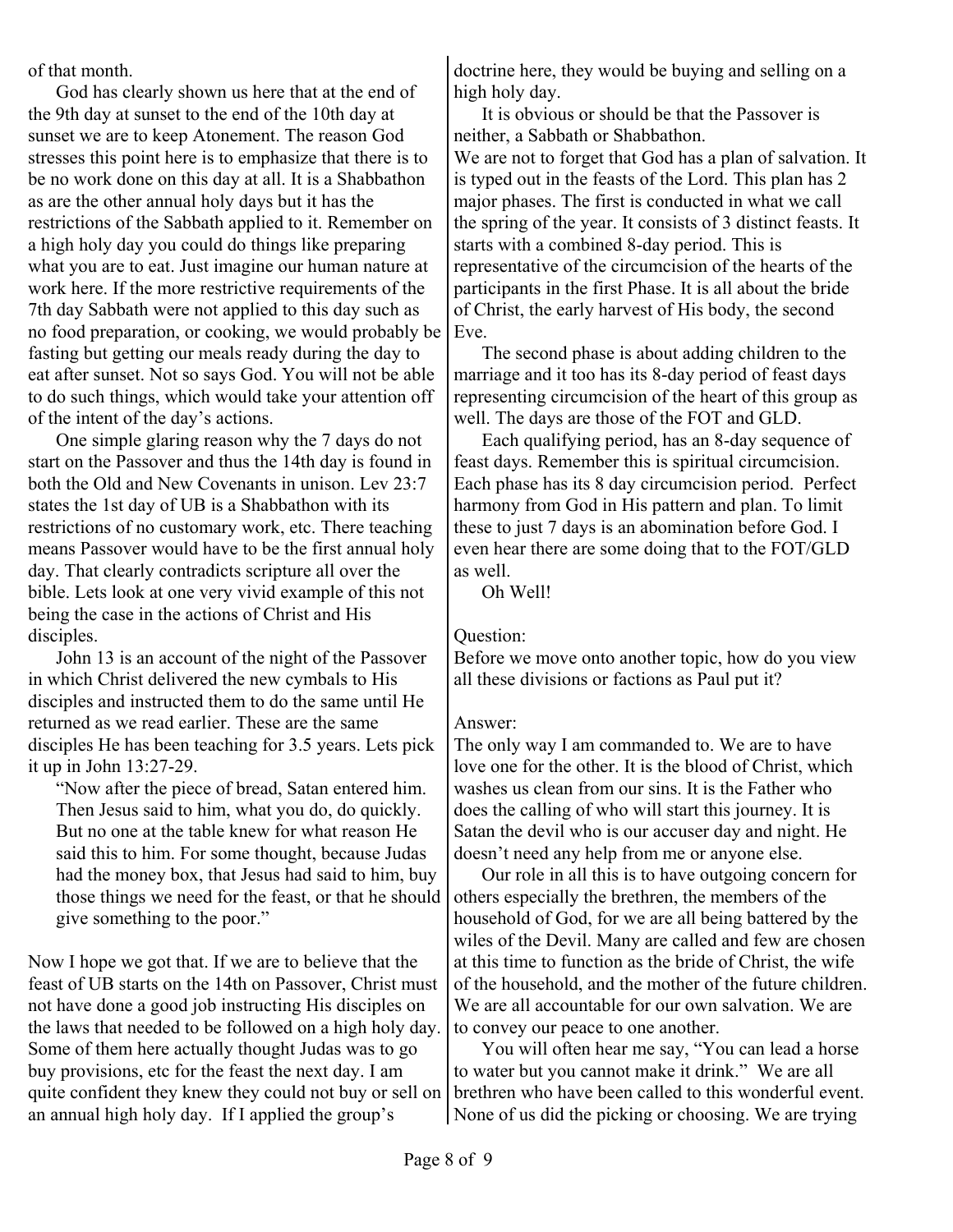of that month.

God has clearly shown us here that at the end of the 9th day at sunset to the end of the 10th day at sunset we are to keep Atonement. The reason God stresses this point here is to emphasize that there is to be no work done on this day at all. It is a Shabbathon as are the other annual holy days but it has the restrictions of the Sabbath applied to it. Remember on a high holy day you could do things like preparing what you are to eat. Just imagine our human nature at work here. If the more restrictive requirements of the 7th day Sabbath were not applied to this day such as no food preparation, or cooking, we would probably be fasting but getting our meals ready during the day to eat after sunset. Not so says God. You will not be able to do such things, which would take your attention off of the intent of the day's actions.

One simple glaring reason why the 7 days do not start on the Passover and thus the 14th day is found in both the Old and New Covenants in unison. Lev 23:7 states the 1st day of UB is a Shabbathon with its restrictions of no customary work, etc. There teaching means Passover would have to be the first annual holy day. That clearly contradicts scripture all over the bible. Lets look at one very vivid example of this not being the case in the actions of Christ and His disciples.

John 13 is an account of the night of the Passover in which Christ delivered the new cymbals to His disciples and instructed them to do the same until He returned as we read earlier. These are the same disciples He has been teaching for 3.5 years. Lets pick it up in John 13:27-29.

> "Now after the piece of bread, Satan entered him. Then Jesus said to him, what you do, do quickly. But no one at the table knew for what reason He said this to him. For some thought, because Judas had the money box, that Jesus had said to him, buy those things we need for the feast, or that he should give something to the poor."

Now I hope we got that. If we are to believe that the feast of UB starts on the 14th on Passover, Christ must not have done a good job instructing His disciples on the laws that needed to be followed on a high holy day. Some of them here actually thought Judas was to go buy provisions, etc for the feast the next day. I am quite confident they knew they could not buy or sell on an annual high holy day. If I applied the group's doctrine here, they would be buying and selling on a high holy day.

It is obvious or should be that the Passover is neither, a Sabbath or Shabbathon.

We are not to forget that God has a plan of salvation. It is typed out in the feasts of the Lord. This plan has 2 major phases. The first is conducted in what we call the spring of the year. It consists of 3 distinct feasts. It starts with a combined 8-day period. This is representative of the circumcision of the hearts of the participants in the first Phase. It is all about the bride of Christ, the early harvest of His body, the second Eve.

The second phase is about adding children to the marriage and it too has its 8-day period of feast days representing circumcision of the heart of this group as well. The days are those of the FOT and GLD.

Each qualifying period, has an 8-day sequence of feast days. Remember this is spiritual circumcision. Each phase has its 8 day circumcision period. Perfect harmony from God in His pattern and plan. To limit these to just 7 days is an abomination before God. I even hear there are some doing that to the FOT/GLD as well.

Oh Well!

Question:

Before we move onto another topic, how do you view all these divisions or factions as Paul put it?

Answer:

The only way I am commanded to. We are to have love one for the other. It is the blood of Christ, which washes us clean from our sins. It is the Father who does the calling of who will start this journey. It is Satan the devil who is our accuser day and night. He doesn't need any help from me or anyone else.

Our role in all this is to have outgoing concern for others especially the brethren, the members of the household of God, for we are all being battered by the wiles of the Devil. Many are called and few are chosen at this time to function as the bride of Christ, the wife of the household, and the mother of the future children. We are all accountable for our own salvation. We are to convey our peace to one another.

You will often hear me say, "You can lead a horse to water but you cannot make it drink." We are all brethren who have been called to this wonderful event. None of us did the picking or choosing. We are trying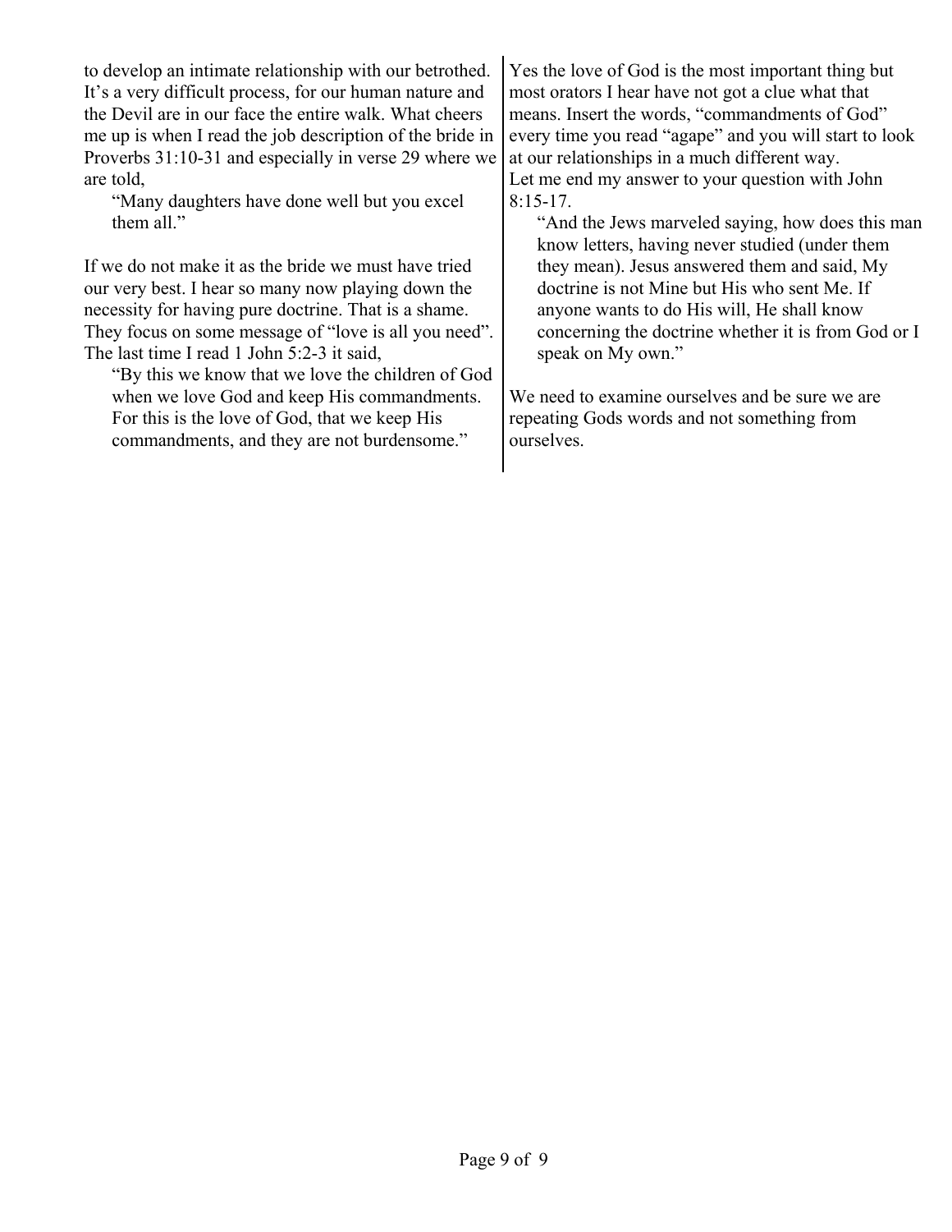to develop an intimate relationship with our betrothed. It’s a very difficult process, for our human nature and the Devil are in our face the entire walk. What cheers me up is when I read the job description of the bride in Proverbs 31:10-31 and especially in verse 29 where we are told,

> “Many daughters have done well but you excel them all.”

If we do not make it as the bride we must have tried our very best. I hear so many now playing down the necessity for having pure doctrine. That is a shame. They focus on some message of “love is all you need”. The last time I read 1 John 5:2-3 it said,

> “By this we know that we love the children of God when we love God and keep His commandments. For this is the love of God, that we keep His commandments, and they are not burdensome.”

Yes the love of God is the most important thing but most orators I hear have not got a clue what that means. Insert the words, “commandments of God” every time you read “agape” and you will start to look at our relationships in a much different way.
Let me end my answer to your question with John 8:15-17.

> “And the Jews marveled saying, how does this man know letters, having never studied (under them they mean). Jesus answered them and said, My doctrine is not Mine but His who sent Me. If anyone wants to do His will, He shall know concerning the doctrine whether it is from God or I speak on My own.”

We need to examine ourselves and be sure we are repeating Gods words and not something from ourselves.